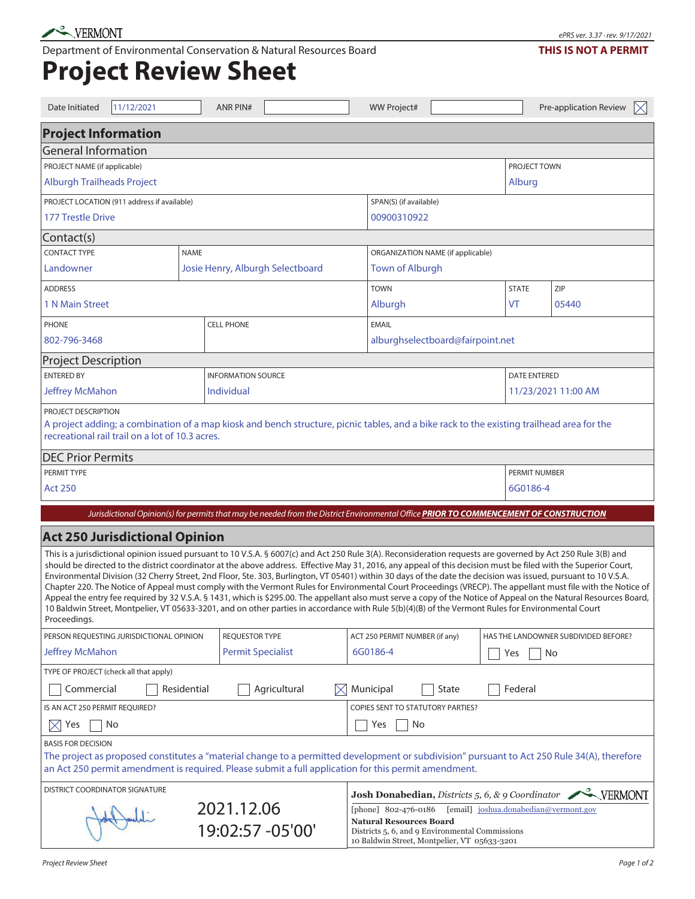VERMONT

ePRS ver. 3.37 · rev. 9/17/2021

Department of Environmental Conservation & Natural Resources Board

**THIS IS NOT A PERMIT**

# Project Review Sheet

| Date Initiated | 11/12/2021 | ANR PIN# | | WW Project# | | Pre-application Review | ☒ |
|---|---|---|---|---|---|---|---|

## Project Information

### General Information

| PROJECT NAME (if applicable) | PROJECT TOWN |
|---|---|
| Alburgh Trailheads Project | Alburg |

| PROJECT LOCATION (911 address if available) | SPAN(S) (if available) |
|---|---|
| 177 Trestle Drive | 00900310922 |

### Contact(s)

| CONTACT TYPE | NAME | ORGANIZATION NAME (if applicable) |
|---|---|---|
| Landowner | Josie Henry, Alburgh Selectboard | Town of Alburgh |

| ADDRESS | TOWN | STATE | ZIP |
|---|---|---|---|
| 1 N Main Street | Alburgh | VT | 05440 |

| PHONE | CELL PHONE | EMAIL |
|---|---|---|
| 802-796-3468 | | alburghselectboard@fairpoint.net |

### Project Description

| ENTERED BY | INFORMATION SOURCE | DATE ENTERED |
|---|---|---|
| Jeffrey McMahon | Individual | 11/23/2021 11:00 AM |

PROJECT DESCRIPTION

A project adding; a combination of a map kiosk and bench structure, picnic tables, and a bike rack to the existing trailhead area for the recreational rail trail on a lot of 10.3 acres.

### DEC Prior Permits

| PERMIT TYPE | PERMIT NUMBER |
|---|---|
| Act 250 | 6G0186-4 |

*Jurisdictional Opinion(s) for permits that may be needed from the District Environmental Office* ***PRIOR TO COMMENCEMENT OF CONSTRUCTION***

## Act 250 Jurisdictional Opinion

This is a jurisdictional opinion issued pursuant to 10 V.S.A. § 6007(c) and Act 250 Rule 3(A). Reconsideration requests are governed by Act 250 Rule 3(B) and should be directed to the district coordinator at the above address. Effective May 31, 2016, any appeal of this decision must be filed with the Superior Court, Environmental Division (32 Cherry Street, 2nd Floor, Ste. 303, Burlington, VT 05401) within 30 days of the date the decision was issued, pursuant to 10 V.S.A. Chapter 220. The Notice of Appeal must comply with the Vermont Rules for Environmental Court Proceedings (VRECP). The appellant must file with the Notice of Appeal the entry fee required by 32 V.S.A. § 1431, which is $295.00. The appellant also must serve a copy of the Notice of Appeal on the Natural Resources Board, 10 Baldwin Street, Montpelier, VT 05633-3201, and on other parties in accordance with Rule 5(b)(4)(B) of the Vermont Rules for Environmental Court Proceedings.

| PERSON REQUESTING JURISDICTIONAL OPINION | REQUESTOR TYPE | ACT 250 PERMIT NUMBER (if any) | HAS THE LANDOWNER SUBDIVIDED BEFORE? |
|---|---|---|---|
| Jeffrey McMahon | Permit Specialist | 6G0186-4 | ☐ Yes ☐ No |

TYPE OF PROJECT (check all that apply)

☐ Commercial ☐ Residential ☐ Agricultural ☒ Municipal ☐ State ☐ Federal

| IS AN ACT 250 PERMIT REQUIRED? | COPIES SENT TO STATUTORY PARTIES? |
|---|---|
| ☒ Yes ☐ No | ☐ Yes ☐ No |

BASIS FOR DECISION

The project as proposed constitutes a "material change to a permitted development or subdivision" pursuant to Act 250 Rule 34(A), therefore an Act 250 permit amendment is required. Please submit a full application for this permit amendment.

DISTRICT COORDINATOR SIGNATURE

[Signature] 2021.12.06 19:02:57 -05'00'

**Josh Donabedian,** *Districts 5, 6, & 9 Coordinator* VERMONT
[phone] 802-476-0186 [email] joshua.donabedian@vermont.gov
**Natural Resources Board**
Districts 5, 6, and 9 Environmental Commissions
10 Baldwin Street, Montpelier, VT 05633-3201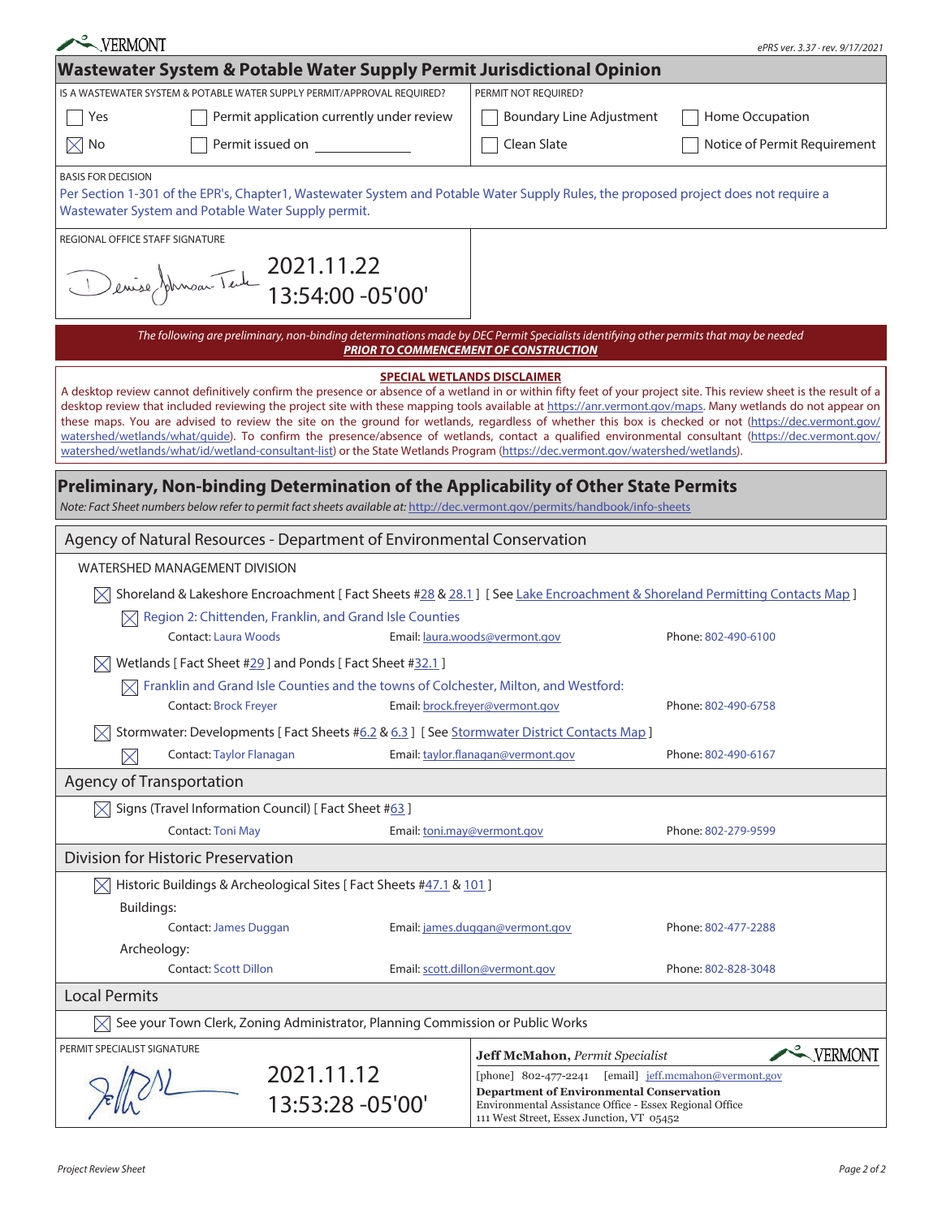VERMONT

ePRS ver. 3.37 · rev. 9/17/2021

## Wastewater System & Potable Water Supply Permit Jurisdictional Opinion

IS A WASTEWATER SYSTEM & POTABLE WATER SUPPLY PERMIT/APPROVAL REQUIRED?

- ☐ Yes
- ☒ No
- ☐ Permit application currently under review
- ☐ Permit issued on ____________

PERMIT NOT REQUIRED?

- ☐ Boundary Line Adjustment
- ☐ Home Occupation
- ☐ Clean Slate
- ☐ Notice of Permit Requirement

BASIS FOR DECISION

Per Section 1-301 of the EPR's, Chapter1, Wastewater System and Potable Water Supply Rules, the proposed project does not require a Wastewater System and Potable Water Supply permit.

REGIONAL OFFICE STAFF SIGNATURE

Denise Johnson Tait 2021.11.22 13:54:00 -05'00'

*The following are preliminary, non-binding determinations made by DEC Permit Specialists identifying other permits that may be needed* ***PRIOR TO COMMENCEMENT OF CONSTRUCTION***

**SPECIAL WETLANDS DISCLAIMER**

A desktop review cannot definitively confirm the presence or absence of a wetland in or within fifty feet of your project site. This review sheet is the result of a desktop review that included reviewing the project site with these mapping tools available at https://anr.vermont.gov/maps. Many wetlands do not appear on these maps. You are advised to review the site on the ground for wetlands, regardless of whether this box is checked or not (https://dec.vermont.gov/watershed/wetlands/what/guide). To confirm the presence/absence of wetlands, contact a qualified environmental consultant (https://dec.vermont.gov/watershed/wetlands/what/id/wetland-consultant-list) or the State Wetlands Program (https://dec.vermont.gov/watershed/wetlands).

## Preliminary, Non-binding Determination of the Applicability of Other State Permits

*Note: Fact Sheet numbers below refer to permit fact sheets available at: http://dec.vermont.gov/permits/handbook/info-sheets*

### Agency of Natural Resources - Department of Environmental Conservation

WATERSHED MANAGEMENT DIVISION

☒ Shoreland & Lakeshore Encroachment [ Fact Sheets #28 & 28.1 ] [ See Lake Encroachment & Shoreland Permitting Contacts Map ]

☒ Region 2: Chittenden, Franklin, and Grand Isle Counties

| Contact | Email | Phone |
|---|---|---|
| Laura Woods | laura.woods@vermont.gov | 802-490-6100 |

☒ Wetlands [ Fact Sheet #29 ] and Ponds [ Fact Sheet #32.1 ]

☒ Franklin and Grand Isle Counties and the towns of Colchester, Milton, and Westford:

| Contact | Email | Phone |
|---|---|---|
| Brock Freyer | brock.freyer@vermont.gov | 802-490-6758 |

☒ Stormwater: Developments [ Fact Sheets #6.2 & 6.3 ] [ See Stormwater District Contacts Map ]

| Contact | Email | Phone |
|---|---|---|
| ☒ Taylor Flanagan | taylor.flanagan@vermont.gov | 802-490-6167 |

### Agency of Transportation

☒ Signs (Travel Information Council) [ Fact Sheet #63 ]

| Contact | Email | Phone |
|---|---|---|
| Toni May | toni.may@vermont.gov | 802-279-9599 |

### Division for Historic Preservation

☒ Historic Buildings & Archeological Sites [ Fact Sheets #47.1 & 101 ]

| | Contact | Email | Phone |
|---|---|---|---|
| Buildings: | James Duggan | james.duggan@vermont.gov | 802-477-2288 |
| Archeology: | Scott Dillon | scott.dillon@vermont.gov | 802-828-3048 |

### Local Permits

☒ See your Town Clerk, Zoning Administrator, Planning Commission or Public Works

PERMIT SPECIALIST SIGNATURE

2021.11.12 13:53:28 -05'00'

**Jeff McMahon,** *Permit Specialist*
[phone] 802-477-2241 [email] jeff.mcmahon@vermont.gov
**Department of Environmental Conservation**
Environmental Assistance Office - Essex Regional Office
111 West Street, Essex Junction, VT 05452

VERMONT

*Project Review Sheet*